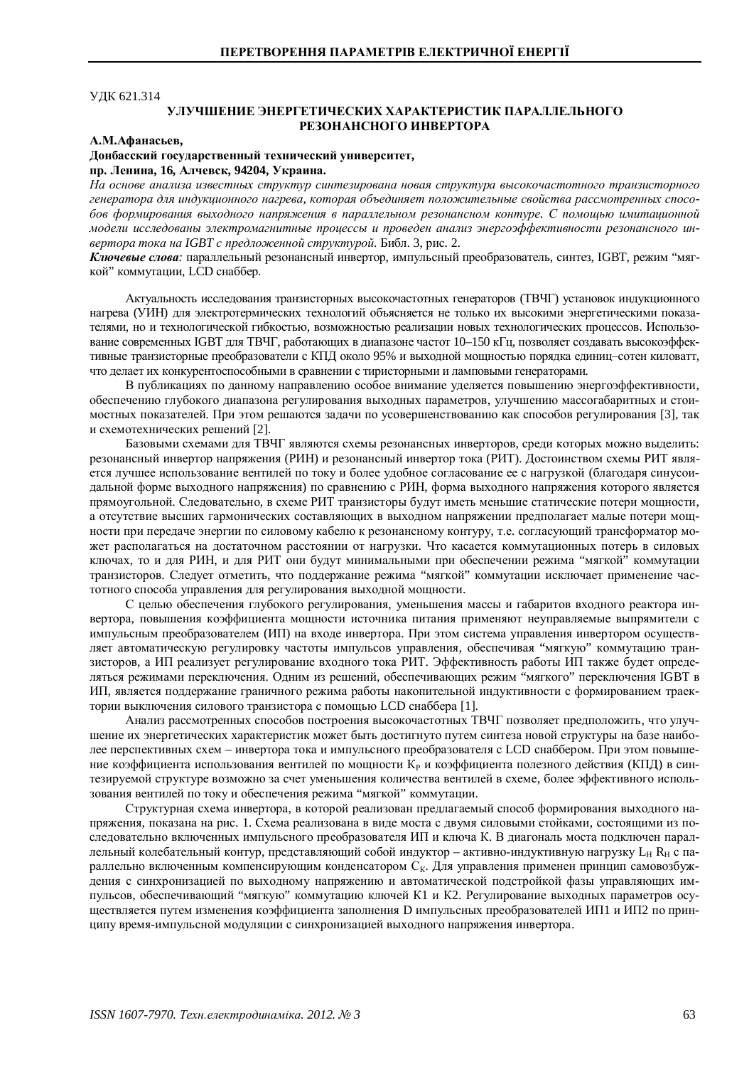УДК 621.314

# УЛУЧШЕНИЕ ЭНЕРГЕТИЧЕСКИХ ХАРАКТЕРИСТИК ПАРАЛЛЕЛЬНОГО РЕЗОНАНСНОГО ИНВЕРТОРА

**А.М.Афанасьев,**
**Донбасский государственный технический университет,**
**пр. Ленина, 16, Алчевск, 94204, Украина.**

*На основе анализа известных структур синтезирована новая структура высокочастотного транзисторного генератора для индукционного нагрева, которая объединяет положительные свойства рассмотренных способов формирования выходного напряжения в параллельном резонансном контуре. С помощью имитационной модели исследованы электромагнитные процессы и проведен анализ энергоэффективности резонансного инвертора тока на IGBT с предложенной структурой.* Библ. 3, рис. 2.

***Ключевые слова:*** параллельный резонансный инвертор, импульсный преобразователь, синтез, IGBT, режим "мягкой" коммутации, LCD снаббер.

Актуальность исследования транзисторных высокочастотных генераторов (ТВЧГ) установок индукционного нагрева (УИН) для электротермических технологий объясняется не только их высокими энергетическими показателями, но и технологической гибкостью, возможностью реализации новых технологических процессов. Использование современных IGBT для ТВЧГ, работающих в диапазоне частот 10–150 кГц, позволяет создавать высокоэффективные транзисторные преобразователи с КПД около 95% и выходной мощностью порядка единиц–сотен киловатт, что делает их конкурентоспособными в сравнении с тиристорными и ламповыми генераторами.

В публикациях по данному направлению особое внимание уделяется повышению энергоэффективности, обеспечению глубокого диапазона регулирования выходных параметров, улучшению массогабаритных и стоимостных показателей. При этом решаются задачи по усовершенствованию как способов регулирования [3], так и схемотехнических решений [2].

Базовыми схемами для ТВЧГ являются схемы резонансных инверторов, среди которых можно выделить: резонансный инвертор напряжения (РИН) и резонансный инвертор тока (РИТ). Достоинством схемы РИТ является лучшее использование вентилей по току и более удобное согласование ее с нагрузкой (благодаря синусоидальной форме выходного напряжения) по сравнению с РИН, форма выходного напряжения которого является прямоугольной. Следовательно, в схеме РИТ транзисторы будут иметь меньшие статические потери мощности, а отсутствие высших гармонических составляющих в выходном напряжении предполагает малые потери мощности при передаче энергии по силовому кабелю к резонансному контуру, т.е. согласующий трансформатор может располагаться на достаточном расстоянии от нагрузки. Что касается коммутационных потерь в силовых ключах, то и для РИН, и для РИТ они будут минимальными при обеспечении режима "мягкой" коммутации транзисторов. Следует отметить, что поддержание режима "мягкой" коммутации исключает применение частотного способа управления для регулирования выходной мощности.

С целью обеспечения глубокого регулирования, уменьшения массы и габаритов входного реактора инвертора, повышения коэффициента мощности источника питания применяют неуправляемые выпрямители с импульсным преобразователем (ИП) на входе инвертора. При этом система управления инвертором осуществляет автоматическую регулировку частоты импульсов управления, обеспечивая "мягкую" коммутацию транзисторов, а ИП реализует регулирование входного тока РИТ. Эффективность работы ИП также будет определяться режимами переключения. Одним из решений, обеспечивающих режим "мягкого" переключения IGBT в ИП, является поддержание граничного режима работы накопительной индуктивности с формированием траектории выключения силового транзистора с помощью LCD снаббера [1].

Анализ рассмотренных способов построения высокочастотных ТВЧГ позволяет предположить, что улучшение их энергетических характеристик может быть достигнуто путем синтеза новой структуры на базе наиболее перспективных схем – инвертора тока и импульсного преобразователя с LCD снаббером. При этом повышение коэффициента использования вентилей по мощности $K_P$ и коэффициента полезного действия (КПД) в синтезируемой структуре возможно за счет уменьшения количества вентилей в схеме, более эффективного использования вентилей по току и обеспечения режима "мягкой" коммутации.

Структурная схема инвертора, в которой реализован предлагаемый способ формирования выходного напряжения, показана на рис. 1. Схема реализована в виде моста с двумя силовыми стойками, состоящими из последовательно включенных импульсного преобразователя ИП и ключа К. В диагональ моста подключен параллельный колебательный контур, представляющий собой индуктор – активно-индуктивную нагрузку $L_H$ $R_H$ с параллельно включенным компенсирующим конденсатором $C_K$. Для управления применен принцип самовозбуждения с синхронизацией по выходному напряжению и автоматической подстройкой фазы управляющих импульсов, обеспечивающий "мягкую" коммутацию ключей К1 и К2. Регулирование выходных параметров осуществляется путем изменения коэффициента заполнения D импульсных преобразователей ИП1 и ИП2 по принципу время-импульсной модуляции с синхронизацией выходного напряжения инвертора.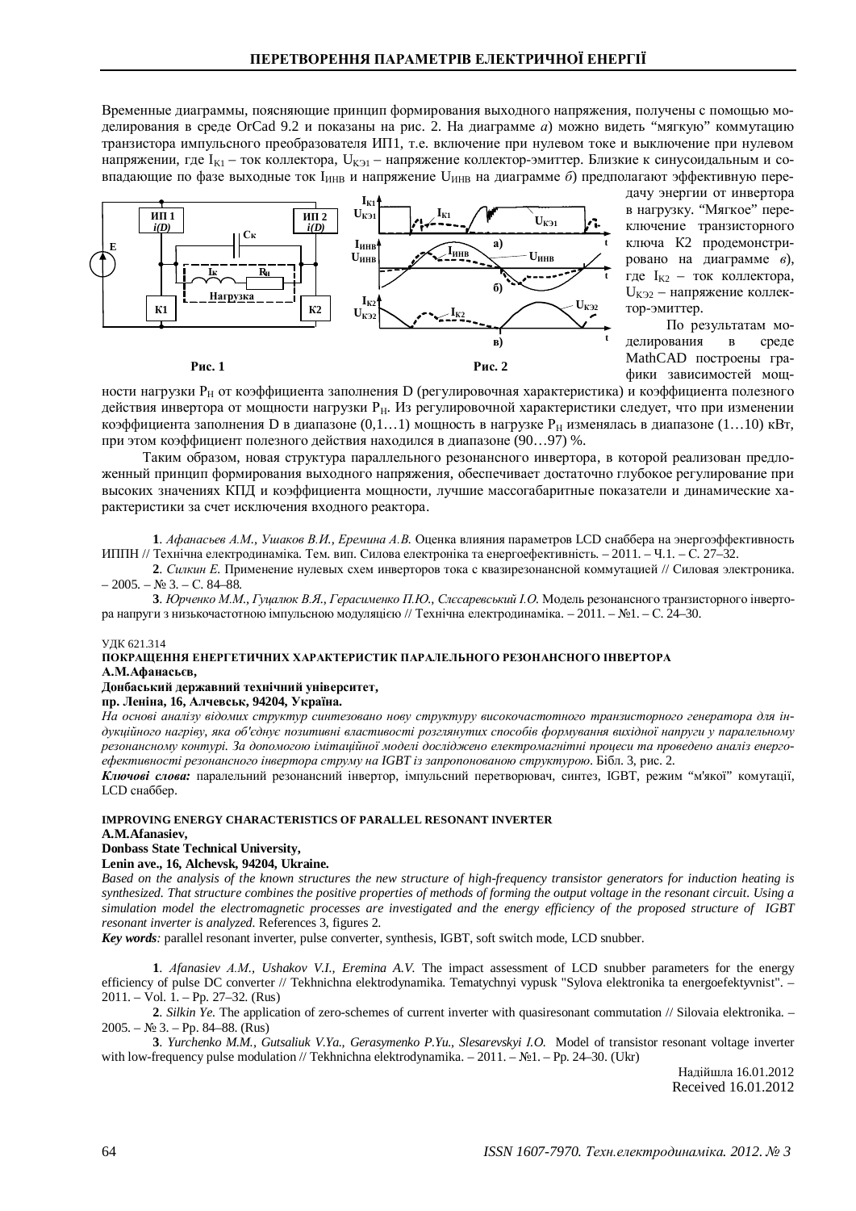Временные диаграммы, поясняющие принцип формирования выходного напряжения, получены с помощью моделирования в среде OrCad 9.2 и показаны на рис. 2. На диаграмме *а*) можно видеть "мягкую" коммутацию транзистора импульсного преобразователя ИП1, т.е. включение при нулевом токе и выключение при нулевом напряжении, где $I_{К1}$ – ток коллектора, $U_{КЭ1}$ – напряжение коллектор-эмиттер. Близкие к синусоидальным и совпадающие по фазе выходные ток $I_{ИНВ}$ и напряжение $U_{ИНВ}$ на диаграмме *б*) предполагают эффективную передачу энергии от инвертора в нагрузку. "Мягкое" переключение транзисторного ключа К2 продемонстрировано на диаграмме *в*), где $I_{К2}$ – ток коллектора, $U_{КЭ2}$ – напряжение коллектор-эмиттер.

ИП 1
i(D)
ИП 2
i(D)
Cк
E
Lк
Rн
Нагрузка
К1
К2

Рис. 1

$I_{К1}$
$U_{КЭ1}$
$I_{ИНВ}$
$U_{ИНВ}$
$I_{К2}$
$U_{КЭ2}$
а)
б)
в)
t

Рис. 2

По результатам моделирования в среде MathCAD построены графики зависимостей мощности нагрузки $P_Н$ от коэффициента заполнения D (регулировочная характеристика) и коэффициента полезного действия инвертора от мощности нагрузки $P_Н$. Из регулировочной характеристики следует, что при изменении коэффициента заполнения D в диапазоне (0,1…1) мощность в нагрузке $P_Н$ изменялась в диапазоне (1…10) кВт, при этом коэффициент полезного действия находился в диапазоне (90…97) %.

Таким образом, новая структура параллельного резонансного инвертора, в которой реализован предложенный принцип формирования выходного напряжения, обеспечивает достаточно глубокое регулирование при высоких значениях КПД и коэффициента мощности, лучшие массогабаритные показатели и динамические характеристики за счет исключения входного реактора.

**1**. *Афанасьев А.М., Ушаков В.И., Еремина А.В.* Оценка влияния параметров LCD снаббера на энергоэффективность ИППН // Технічна електродинаміка. Тем. вип. Силова електроніка та енергоефективність. – 2011. – Ч.1. – С. 27–32.

**2**. *Силкин Е.* Применение нулевых схем инверторов тока с квазирезонансной коммутацией // Силовая электроника. – 2005. – № 3. – С. 84–88.

**3**. *Юрченко М.М., Гуцалюк В.Я., Герасименко П.Ю., Слєсаревський І.О.* Модель резонансного транзисторного інвертора напруги з низькочастотною імпульсною модуляцією // Технічна електродинаміка. – 2011. – №1. – С. 24–30.

УДК 621.314

**ПОКРАЩЕННЯ ЕНЕРГЕТИЧНИХ ХАРАКТЕРИСТИК ПАРАЛЕЛЬНОГО РЕЗОНАНСНОГО ІНВЕРТОРА**
**А.М.Афанасьєв,**
**Донбаський державний технічний університет,**
**пр. Леніна, 16, Алчевськ, 94204, Україна.**

*На основі аналізу відомих структур синтезовано нову структуру високочастотного транзисторного генератора для індукційного нагріву, яка об'єднує позитивні властивості розглянутих способів формування вихідної напруги у паралельному резонансному контурі. За допомогою імітаційної моделі досліджено електромагнітні процеси та проведено аналіз енергоефективності резонансного інвертора струму на IGBT із запропонованою структурою*. Бібл. 3, рис. 2.

***Ключові слова:*** паралельний резонансний інвертор, імпульсний перетворювач, синтез, IGBT, режим "м'якої" комутації, LCD снаббер.

**IMPROVING ENERGY CHARACTERISTICS OF PARALLEL RESONANT INVERTER**
**A.M.Afanasiev,**
**Donbass State Technical University,**
**Lenin ave., 16, Alchevsk, 94204, Ukraine.**

*Based on the analysis of the known structures the new structure of high-frequency transistor generators for induction heating is synthesized. That structure combines the positive properties of methods of forming the output voltage in the resonant circuit. Using a simulation model the electromagnetic processes are investigated and the energy efficiency of the proposed structure of IGBT resonant inverter is analyzed.* References 3, figures 2.

***Key words:*** parallel resonant inverter, pulse converter, synthesis, IGBT, soft switch mode, LCD snubber.

**1**. *Afanasiev A.M., Ushakov V.I., Eremina A.V.* The impact assessment of LCD snubber parameters for the energy efficiency of pulse DC converter // Tekhnichna elektrodynamika. Tematychnyi vypusk "Sylova elektronika ta energoefektyvnist". – 2011. – Vol. 1. – Pp. 27–32. (Rus)

**2**. *Silkin Ye.* The application of zero-schemes of current inverter with quasiresonant commutation // Silovaia elektronika. – 2005. – № 3. – Pp. 84–88. (Rus)

**3**. *Yurchenko M.M., Gutsaliuk V.Ya., Gerasymenko P.Yu., Slesarevskyi I.O.* Model of transistor resonant voltage inverter with low-frequency pulse modulation // Tekhnichna elektrodynamika. – 2011. – №1. – Pp. 24–30. (Ukr)

Надійшла 16.01.2012
Received 16.01.2012